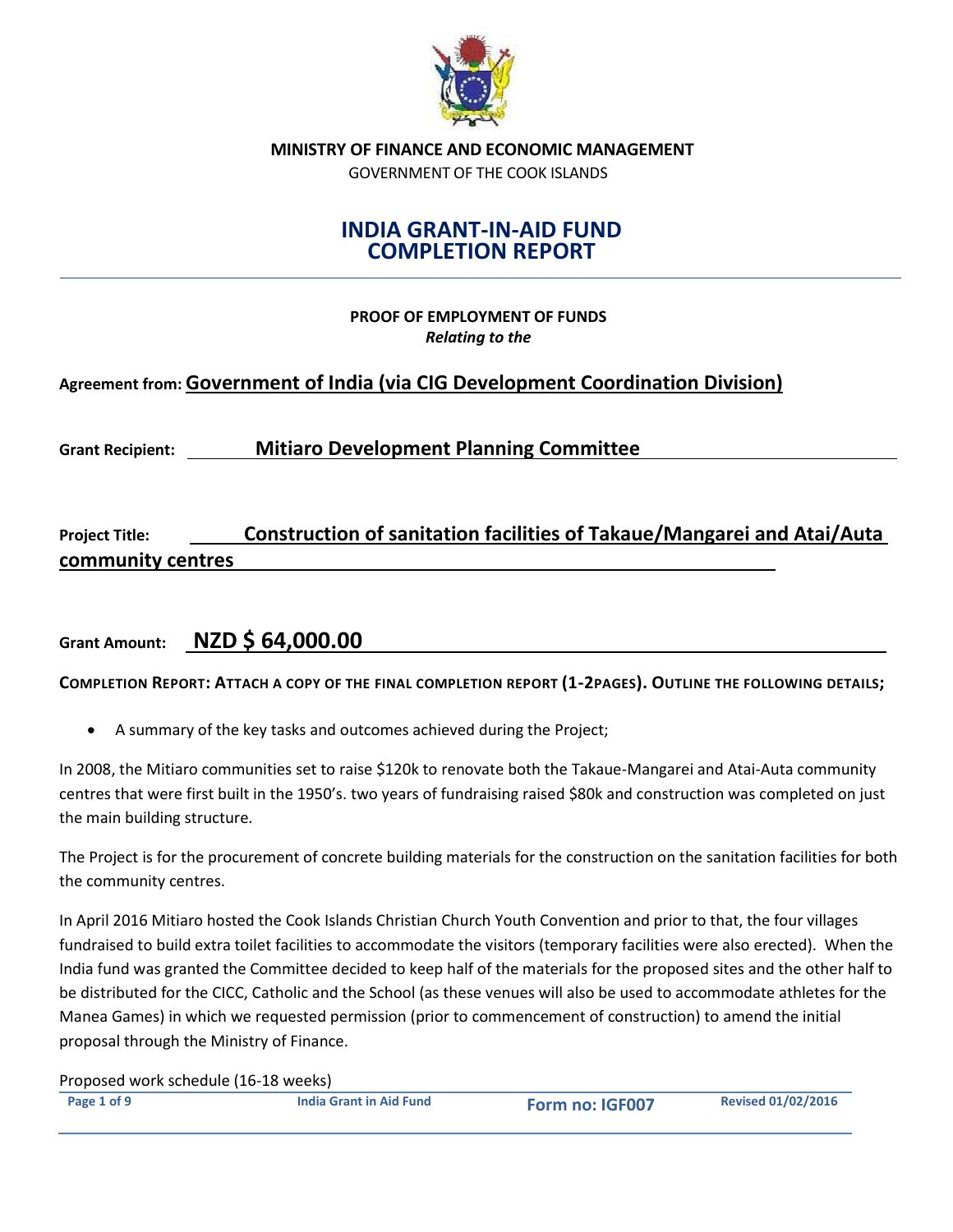**MINISTRY OF FINANCE AND ECONOMIC MANAGEMENT**

GOVERNMENT OF THE COOK ISLANDS

# INDIA GRANT-IN-AID FUND COMPLETION REPORT

**PROOF OF EMPLOYMENT OF FUNDS**

***Relating to the***

**Agreement from:** **Government of India (via CIG Development Coordination Division)**

**Grant Recipient:** **Mitiaro Development Planning Committee**

**Project Title:** **Construction of sanitation facilities of Takaue/Mangarei and Atai/Auta community centres**

**Grant Amount:** **NZD $ 64,000.00**

**COMPLETION REPORT: ATTACH A COPY OF THE FINAL COMPLETION REPORT (1-2PAGES). OUTLINE THE FOLLOWING DETAILS;**

- A summary of the key tasks and outcomes achieved during the Project;

In 2008, the Mitiaro communities set to raise $120k to renovate both the Takaue-Mangarei and Atai-Auta community centres that were first built in the 1950's. two years of fundraising raised $80k and construction was completed on just the main building structure.

The Project is for the procurement of concrete building materials for the construction on the sanitation facilities for both the community centres.

In April 2016 Mitiaro hosted the Cook Islands Christian Church Youth Convention and prior to that, the four villages fundraised to build extra toilet facilities to accommodate the visitors (temporary facilities were also erected). When the India fund was granted the Committee decided to keep half of the materials for the proposed sites and the other half to be distributed for the CICC, Catholic and the School (as these venues will also be used to accommodate athletes for the Manea Games) in which we requested permission (prior to commencement of construction) to amend the initial proposal through the Ministry of Finance.

Proposed work schedule (16-18 weeks)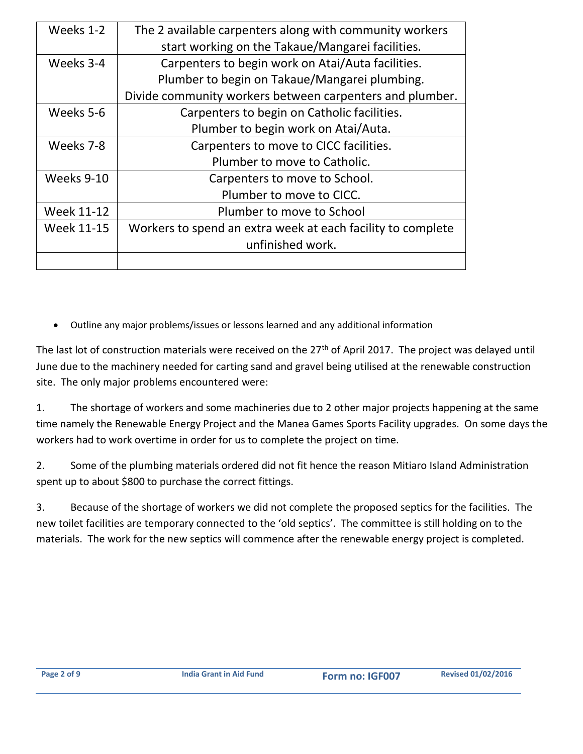| Weeks 1-2 | The 2 available carpenters along with community workers start working on the Takaue/Mangarei facilities. |
|---|---|
| Weeks 3-4 | Carpenters to begin work on Atai/Auta facilities.<br>Plumber to begin on Takaue/Mangarei plumbing.<br>Divide community workers between carpenters and plumber. |
| Weeks 5-6 | Carpenters to begin on Catholic facilities.<br>Plumber to begin work on Atai/Auta. |
| Weeks 7-8 | Carpenters to move to CICC facilities.<br>Plumber to move to Catholic. |
| Weeks 9-10 | Carpenters to move to School.<br>Plumber to move to CICC. |
| Week 11-12 | Plumber to move to School |
| Week 11-15 | Workers to spend an extra week at each facility to complete unfinished work. |
| | |

- Outline any major problems/issues or lessons learned and any additional information

The last lot of construction materials were received on the 27th of April 2017. The project was delayed until June due to the machinery needed for carting sand and gravel being utilised at the renewable construction site. The only major problems encountered were:

1. The shortage of workers and some machineries due to 2 other major projects happening at the same time namely the Renewable Energy Project and the Manea Games Sports Facility upgrades. On some days the workers had to work overtime in order for us to complete the project on time.

2. Some of the plumbing materials ordered did not fit hence the reason Mitiaro Island Administration spent up to about $800 to purchase the correct fittings.

3. Because of the shortage of workers we did not complete the proposed septics for the facilities. The new toilet facilities are temporary connected to the 'old septics'. The committee is still holding on to the materials. The work for the new septics will commence after the renewable energy project is completed.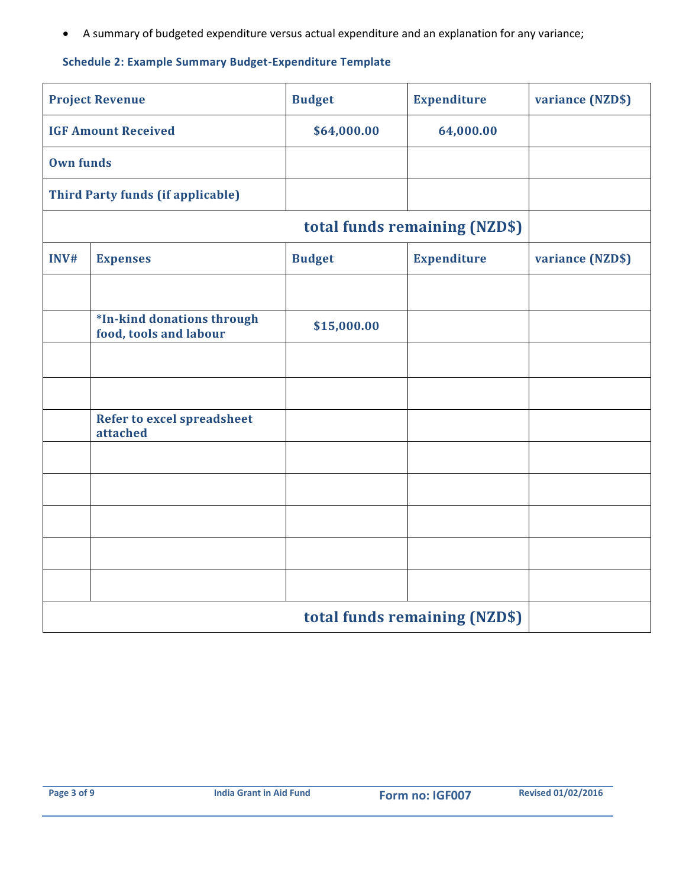- A summary of budgeted expenditure versus actual expenditure and an explanation for any variance;

**Schedule 2: Example Summary Budget-Expenditure Template**

| Project Revenue | | Budget | Expenditure | variance (NZD$) |
|---|---|---|---|---|
| IGF Amount Received | | $64,000.00 | 64,000.00 | |
| Own funds | | | | |
| Third Party funds (if applicable) | | | | |
| | | | total funds remaining (NZD$) | |
| INV# | Expenses | Budget | Expenditure | variance (NZD$) |
| | | | | |
| | *In-kind donations through food, tools and labour | $15,000.00 | | |
| | | | | |
| | | | | |
| | Refer to excel spreadsheet attached | | | |
| | | | | |
| | | | | |
| | | | | |
| | | | | |
| | | | | |
| | | | total funds remaining (NZD$) | |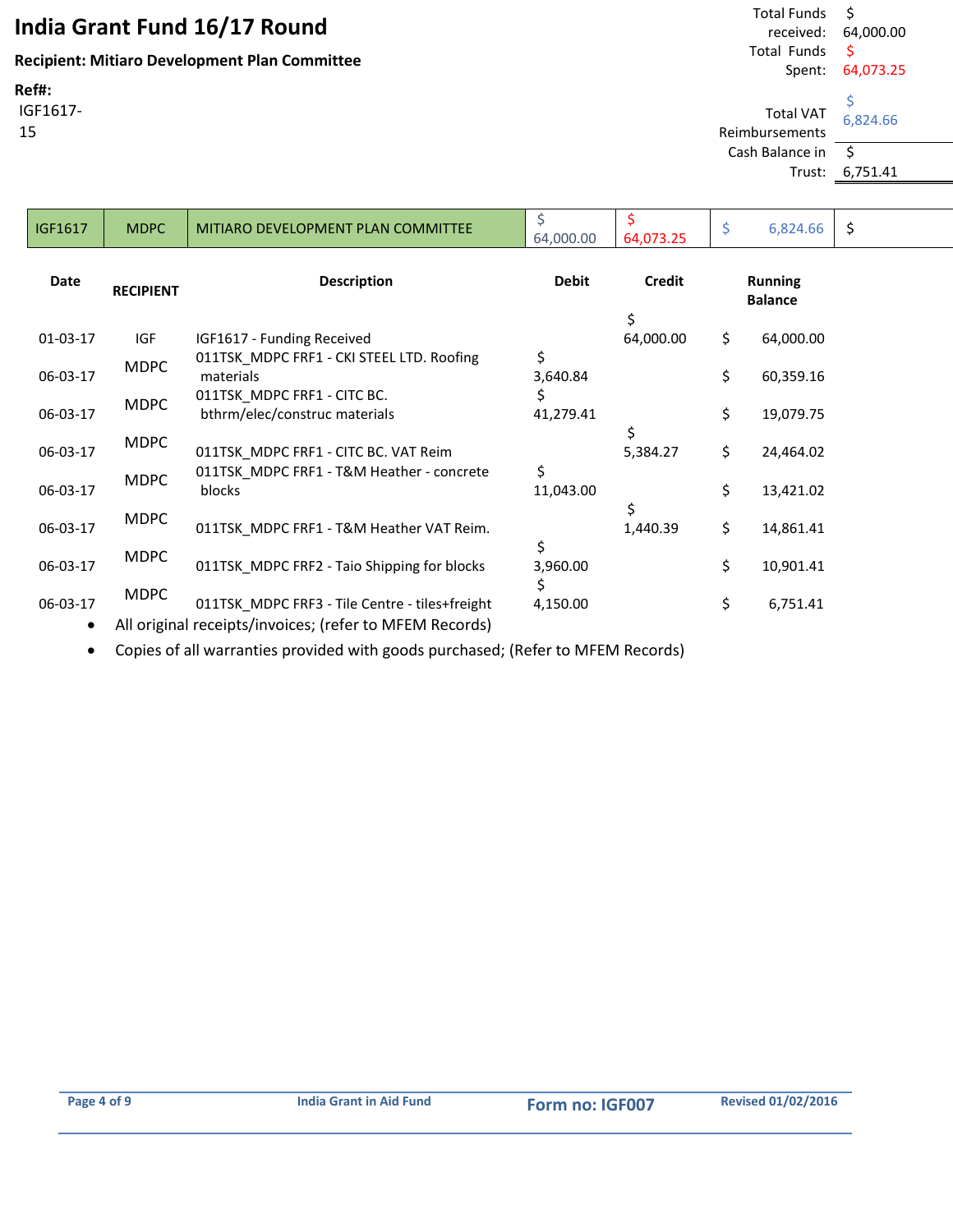# India Grant Fund 16/17 Round

**Recipient: Mitiaro Development Plan Committee**

**Ref#:**
IGF1617-15

| | |
|---|---|
| Total Funds received: | $ 64,000.00 |
| Total Funds Spent: | $ 64,073.25 |
| Total VAT Reimbursements | $ 6,824.66 |
| Cash Balance in Trust: | $ 6,751.41 |

| IGF1617 | MDPC | MITIARO DEVELOPMENT PLAN COMMITTEE | $ 64,000.00 | $ 64,073.25 | $ 6,824.66 | $ |
|---|---|---|---|---|---|---|

| Date | RECIPIENT | Description | Debit | Credit | Running Balance |
|---|---|---|---|---|---|
| 01-03-17 | IGF | IGF1617 - Funding Received | | $ 64,000.00 | $ 64,000.00 |
| 06-03-17 | MDPC | 011TSK_MDPC FRF1 - CKI STEEL LTD. Roofing materials | $ 3,640.84 | | $ 60,359.16 |
| 06-03-17 | MDPC | 011TSK_MDPC FRF1 - CITC BC. bthrm/elec/construc materials | $ 41,279.41 | | $ 19,079.75 |
| 06-03-17 | MDPC | 011TSK_MDPC FRF1 - CITC BC. VAT Reim | | $ 5,384.27 | $ 24,464.02 |
| 06-03-17 | MDPC | 011TSK_MDPC FRF1 - T&M Heather - concrete blocks | $ 11,043.00 | | $ 13,421.02 |
| 06-03-17 | MDPC | 011TSK_MDPC FRF1 - T&M Heather VAT Reim. | | $ 1,440.39 | $ 14,861.41 |
| 06-03-17 | MDPC | 011TSK_MDPC FRF2 - Taio Shipping for blocks | $ 3,960.00 | | $ 10,901.41 |
| 06-03-17 | MDPC | 011TSK_MDPC FRF3 - Tile Centre - tiles+freight | $ 4,150.00 | | $ 6,751.41 |

- All original receipts/invoices; (refer to MFEM Records)
- Copies of all warranties provided with goods purchased; (Refer to MFEM Records)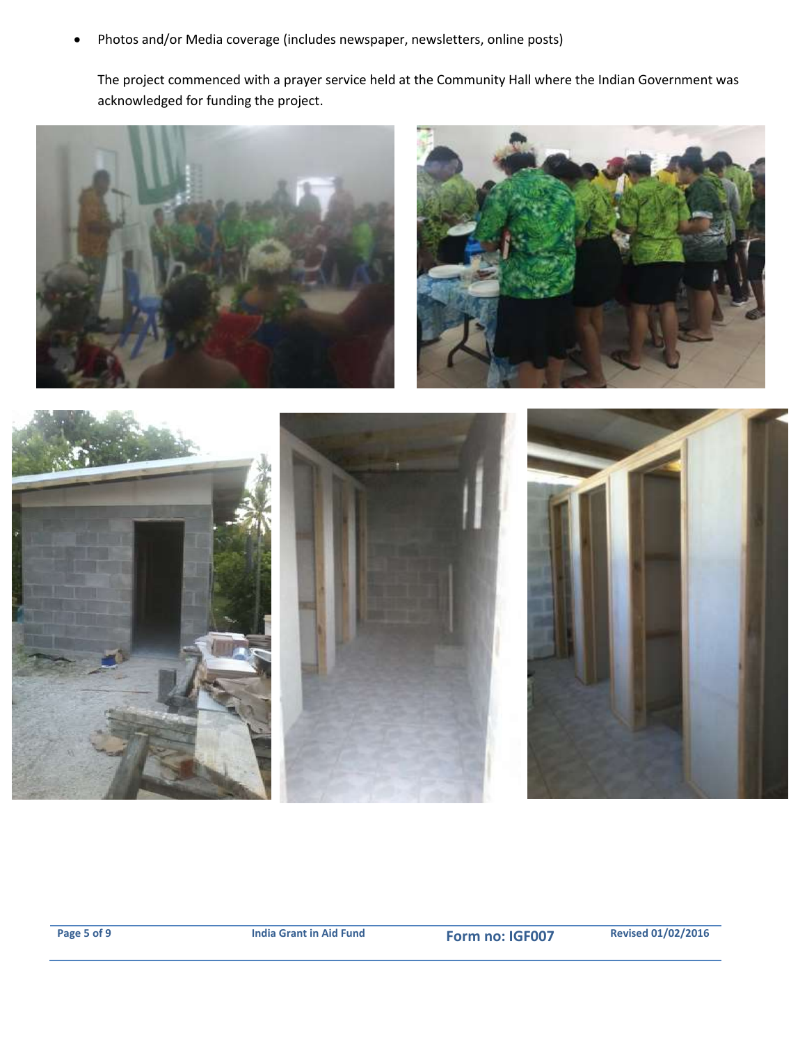- Photos and/or Media coverage (includes newspaper, newsletters, online posts)

  The project commenced with a prayer service held at the Community Hall where the Indian Government was acknowledged for funding the project.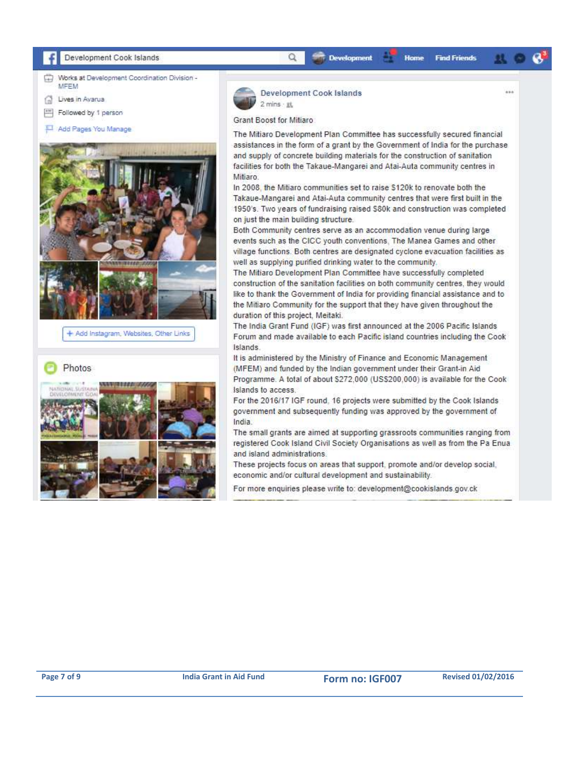Development Cook Islands

Works at Development Coordination Division - MFEM

Lives in Avarua

Followed by 1 person

Add Pages You Manage

+ Add Instagram, Websites, Other Links

Photos

**Development Cook Islands**
2 mins

Grant Boost for Mitiaro

The Mitiaro Development Plan Committee has successfully secured financial assistances in the form of a grant by the Government of India for the purchase and supply of concrete building materials for the construction of sanitation facilities for both the Takaue-Mangarei and Atai-Auta community centres in Mitiaro.

In 2008, the Mitiaro communities set to raise $120k to renovate both the Takaue-Mangarei and Atai-Auta community centres that were first built in the 1950's. Two years of fundraising raised $80k and construction was completed on just the main building structure.

Both Community centres serve as an accommodation venue during large events such as the CICC youth conventions, The Manea Games and other village functions. Both centres are designated cyclone evacuation facilities as well as supplying purified drinking water to the community.

The Mitiaro Development Plan Committee have successfully completed construction of the sanitation facilities on both community centres, they would like to thank the Government of India for providing financial assistance and to the Mitiaro Community for the support that they have given throughout the duration of this project, Meitaki.

The India Grant Fund (IGF) was first announced at the 2006 Pacific Islands Forum and made available to each Pacific island countries including the Cook Islands.

It is administered by the Ministry of Finance and Economic Management (MFEM) and funded by the Indian government under their Grant-in Aid Programme. A total of about $272,000 (US$200,000) is available for the Cook Islands to access.

For the 2016/17 IGF round, 16 projects were submitted by the Cook Islands government and subsequently funding was approved by the government of India.

The small grants are aimed at supporting grassroots communities ranging from registered Cook Island Civil Society Organisations as well as from the Pa Enua and island administrations.

These projects focus on areas that support, promote and/or develop social, economic and/or cultural development and sustainability.

For more enquiries please write to: development@cookislands.gov.ck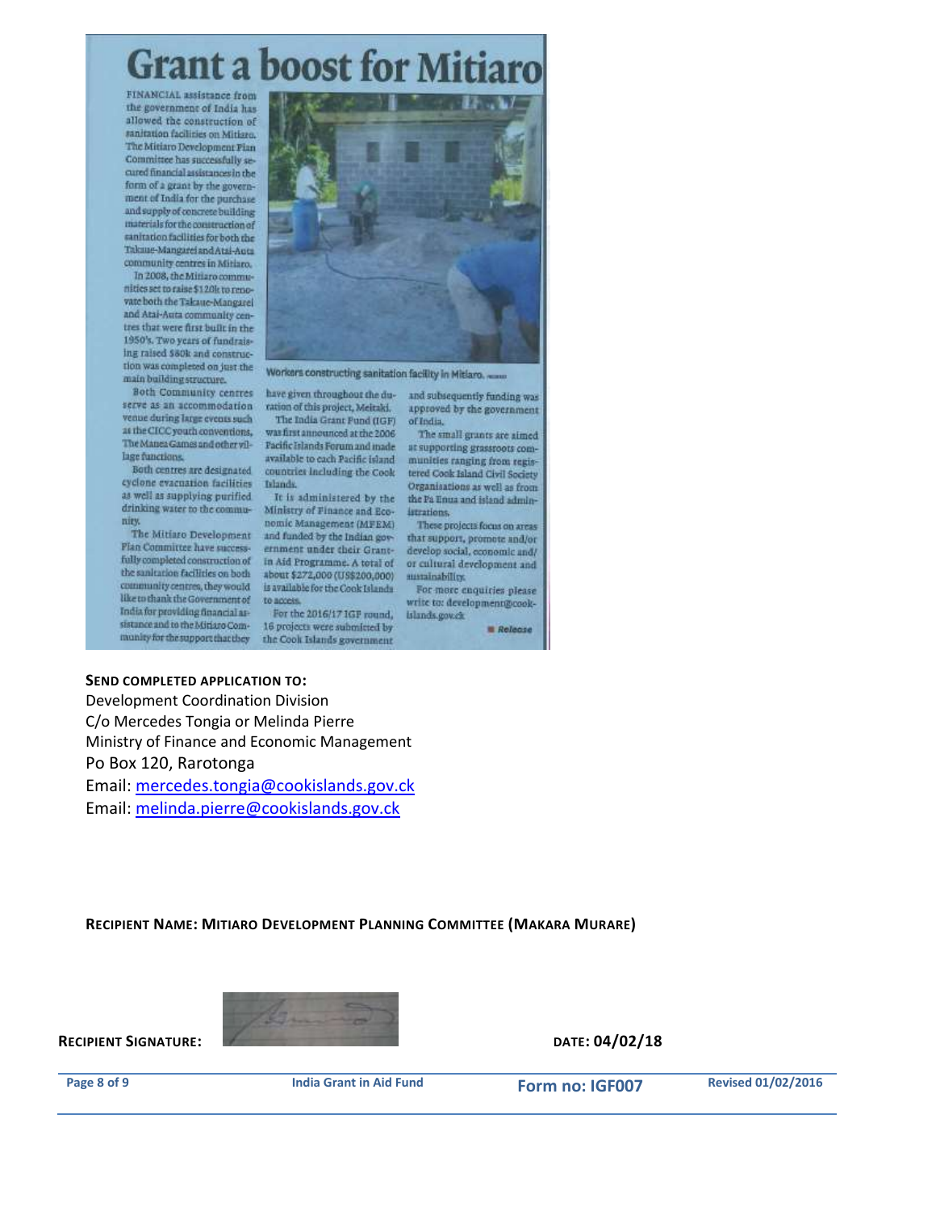# Grant a boost for Mitiaro

FINANCIAL assistance from the government of India has allowed the construction of sanitation facilities on Mitiaro. The Mitiaro Development Plan Committee has successfully secured financial assistances in the form of a grant by the government of India for the purchase and supply of concrete building materials for the construction of sanitation facilities for both the Takaue-Mangarei and Atai-Auta community centres in Mitiaro.

In 2008, the Mitiaro communities set to raise $120k to renovate both the Takaue-Mangarei and Atai-Auta community centres that were first built in the 1950's. Two years of fundraising raised $80k and construction was completed on just the main building structure.

Workers constructing sanitation facility in Mitiaro.

Both Community centres serve as an accommodation venue during large events such as the CICC youth conventions, The Manea Games and other village functions.

Both centres are designated cyclone evacuation facilities as well as supplying purified drinking water to the community.

The Mitiaro Development Plan Committee have successfully completed construction of the sanitation facilities on both community centres, they would like to thank the Government of India for providing financial assistance and to the Mitiaro Community for the support that they have given throughout the duration of this project, Meitaki.

The India Grant Fund (IGF) was first announced at the 2006 Pacific Islands Forum and made available to each Pacific island countries including the Cook Islands.

It is administered by the Ministry of Finance and Economic Management (MFEM) and funded by the Indian government under their Grant-in Aid Programme. A total of about $272,000 (US$200,000) is available for the Cook Islands to access.

For the 2016/17 IGF round, 16 projects were submitted by the Cook Islands government and subsequently funding was approved by the government of India.

The small grants are aimed at supporting grassroots communities ranging from registered Cook Island Civil Society Organisations as well as from the Pa Enua and island administrations.

These projects focus on areas that support, promote and/or develop social, economic and/or cultural development and sustainability.

For more enquiries please write to: development@cookislands.gov.ck

Release

**SEND COMPLETED APPLICATION TO:**

Development Coordination Division
C/o Mercedes Tongia or Melinda Pierre
Ministry of Finance and Economic Management
Po Box 120, Rarotonga
Email: mercedes.tongia@cookislands.gov.ck
Email: melinda.pierre@cookislands.gov.ck

**RECIPIENT NAME: MITIARO DEVELOPMENT PLANNING COMMITTEE (MAKARA MURARE)**

**RECIPIENT SIGNATURE:** &nbsp;&nbsp;&nbsp;&nbsp; **DATE: 04/02/18**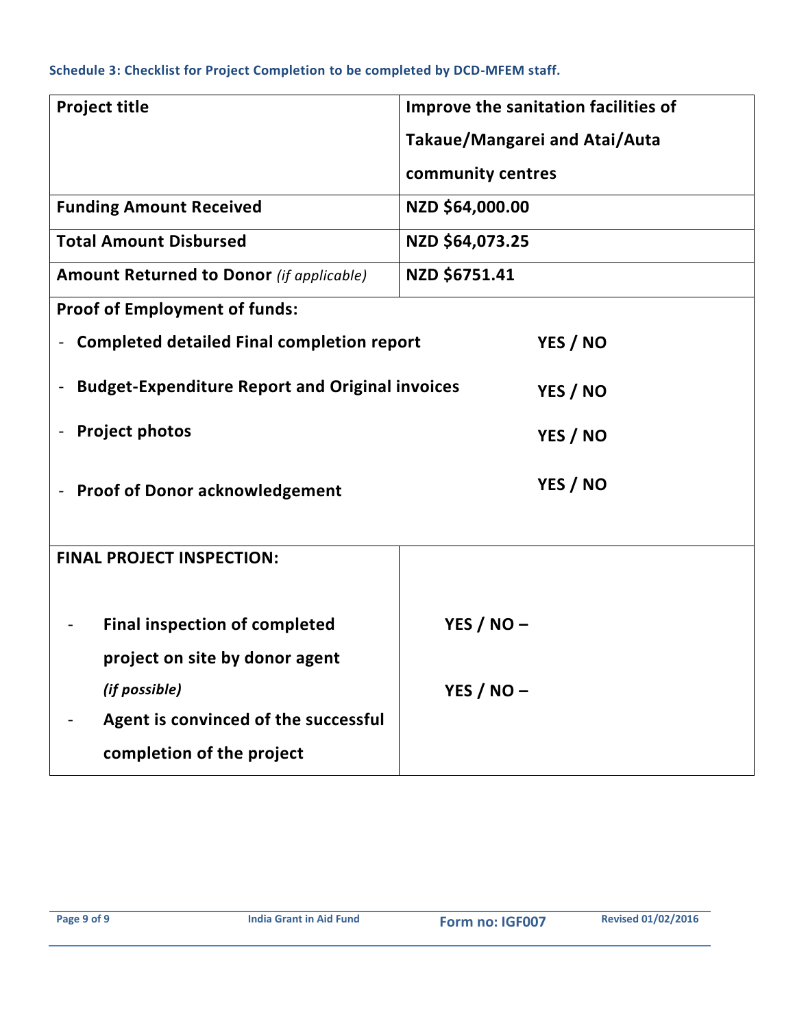**Schedule 3: Checklist for Project Completion to be completed by DCD-MFEM staff.**

| | |
|---|---|
| **Project title** | **Improve the sanitation facilities of Takaue/Mangarei and Atai/Auta community centres** |
| **Funding Amount Received** | **NZD $64,000.00** |
| **Total Amount Disbursed** | **NZD $64,073.25** |
| **Amount Returned to Donor** *(if applicable)* | **NZD $6751.41** |
| **Proof of Employment of funds:**<br>- **Completed detailed Final completion report**<br>- **Budget-Expenditure Report and Original invoices**<br>- **Project photos**<br>- **Proof of Donor acknowledgement** | <br>**YES / NO**<br>**YES / NO**<br>**YES / NO**<br>**YES / NO** |
| **FINAL PROJECT INSPECTION:**<br>- **Final inspection of completed project on site by donor agent** ***(if possible)***<br>- **Agent is convinced of the successful completion of the project** | <br>**YES / NO –**<br>**YES / NO –** |